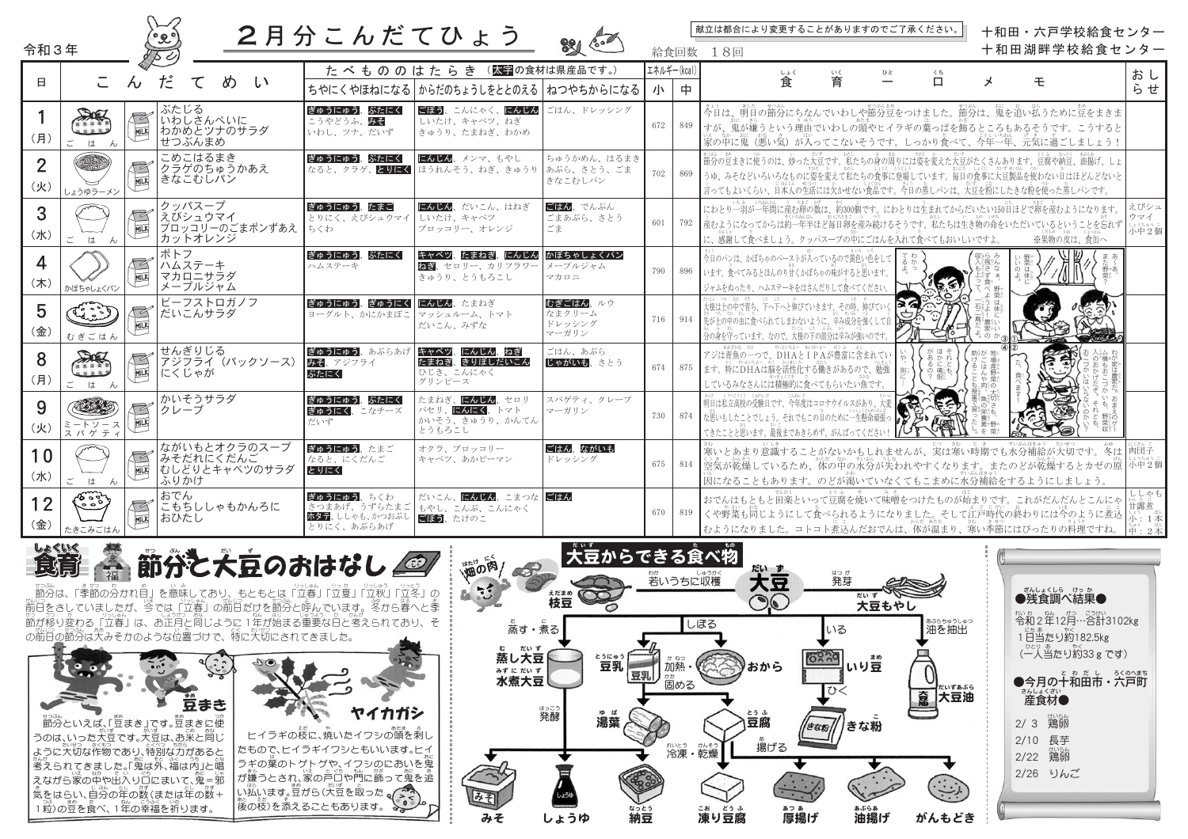令和３年

# ２月分こんだてひょう

献立は都合により変更することがありますのでご了承ください。

十和田・六戸学校給食センター
十和田湖畔学校給食センター

給食回数　18回

たべもののはたらき（太字の食材は県産品です。）

| 日 | こんだてめい | ちやにくやほねになる | からだのちょうしをととのえる | ねつやちからになる | エネルギー(kcal) 小 | 中 | 食育一口メモ | おしらせ |
|---|---|---|---|---|---|---|---|---|
| 1（月） | ごはん、牛乳、ぶたじる、いわしさんぺいに、わかめとツナのサラダ、せつぶんまめ | ぎゅうにゅう、ぶたにく、こうやどうふ、みそ、いわし、ツナ、だいず | ごぼう、こんにゃく、にんじん、しいたけ、キャベツ、ねぎ、きゅうり、たまねぎ、わかめ | ごはん、ドレッシング | 672 | 849 | 今日は、明日の節分にちなんでいわし学節分豆をつけました。節分は、鬼を追い払うために豆をまきますが、鬼が嫌うという理由でいわしの頭やヒイラギの葉っぱを飾るところもあるそうです。こうすると家の中に鬼（悪い気）が入ってこないそうです。しっかり食べて、今年一年、元気に過ごしましょう！ | |
| 2（火） | しょうゆラーメン、牛乳、こめこはるまき、クラゲのちゅうかあえ、きなこむしパン | ぎゅうにゅう、ぶたにく、なると、クラゲ、とりにく | にんじん、メンマ、もやし、ほうれんそう、ねぎ、きゅうり | ちゅうかめん、はるまき、あぶら、さとう、ごま、きなこむしパン | 702 | 869 | 節分の豆まきに使うのは、炒った大豆です。私たちの身の周りには姿を変えた大豆がたくさんあります。豆腐や納豆、油揚げ、しょうゆ、みそなどいろいろなものに姿を変えて私たちの食事に登場しています。毎日の食事に大豆製品を使わない日はほとんどないと言ってもよいくらい、日本人の生活には欠かせない食品です。今日の蒸しパンは、大豆を粉にしたきな粉を使った蒸しパンです。 | |
| 3（水） | ごはん、牛乳、クッパスープ、えびシュウマイ、ブロッコリーのごまポンずあえ、カットオレンジ | ぎゅうにゅう、たまご、とりにく、えびシュウマイ、ちくわ | にんじん、だいこん、はねぎ、しいたけ、キャベツ、ブロッコリー、オレンジ | ごはん、でんぷん、ごまあぶら、さとう、ごま | 601 | 792 | にわとり一羽が一年間に産む卵の数は、約300個です。にわとりは生まれてからだいたい150日ほどで卵を産むようになります。産むようになってからは約一年半ほど毎日卵を産み続けるそうです。私たちは生き物の命をいただいていることを忘れずに、感謝して食べましょう。クッパスープの中にごはんを入れて食べてもおいしいですよ。　※果物の皮は、食缶へ | えびシュウマイ 小中２個 |
| 4（木） | かぼちゃしょくパン、牛乳、ポトフ、ハムステーキ、マカロニサラダ、メープルジャム | ぎゅうにゅう、ぶたにく、ハムステーキ | キャベツ、たまねぎ、にんじん、ねぎ、セロリー、カリフラワー、きゅうり、とうもろこし | かぼちゃしょくパン、メープルジャム、マカロニ | 790 | 896 | 今日のパンは、かぼちゃのペーストが入っているので黄色い色をしています。食べてみるとほんのり甘くかぼちゃの味がすると思います。ジャムをぬったり、ハムステーキをはさんだりして食べてください。 | |
| 5（金） | むぎごはん、牛乳、ビーフストロガノフ、だいこんサラダ | ぎゅうにゅう、ぎゅうにく、ヨーグルト、かにかまぼこ | にんじん、たまねぎ、マッシュルーム、トマト、だいこん、みずな | むぎごはん、ルウ、なまクリーム、ドレッシング、マーガリン | 716 | 914 | 大根は土の中で育ち、下へ下へと伸びていきます。その時、伸びていく先が土の中の虫に食べられてしまわないように、辛み成分を強くして自分の身を守っています。なので、大根の下の部分は辛み分強いのです。 | |
| 8（月） | ごはん、牛乳、せんぎりじる、アジフライ（パックソース）、にくじゃが | ぎゅうにゅう、あぶらあげ、みそ、アジフライ、ぶたにく | キャベツ、にんじん、ねぎ、たまねぎ、きりぼしだいこん、ひじき、こんにゃく、グリンピース | ごはん、あぶら、じゃがいも、さとう | 674 | 875 | アジは青魚の一つで、DHAとIPAが豊富に含まれています。特にDHAは脳を活性化する働きがあるので、勉強しているみなさんには積極的に食べてもらいたい魚です。 | |
| 9（火） | ミートソーススパゲティ、牛乳、かいそうサラダ、クレープ | ぎゅうにゅう、ぶたにく、ぎゅうにく、こなチーズ、だいず | たまねぎ、にんじん、セロリ、パセリ、にんにく、トマト、かいそう、きゅうり、かんてん、とうもろこし | スパゲティ、クレープ、マーガリン | 730 | 874 | 明日は私立高校の受験日です。今年度はコロナウイルスがあり、大変な思いもしたことでしょう。それでもこの日のために一生懸命頑張ってきたことと思います。最後まであきらめず、がんばってください！ | |
| 10（水） | ごはん、牛乳、ながいもとオクラのスープ、みそだれにくだんご、むしどりとキャベツのサラダ、ふりかけ | ぎゅうにゅう、たまご、なると、にくだんご、とりにく | オクラ、ブロッコリー、キャベツ、あかピーマン | ごはん、ながいも、ドレッシング | 675 | 814 | 寒いとあまり意識することがないかもしれませんが、実は寒い時期でも水分補給が大切です。冬は空気が乾燥しているため、体の中の水分が失われやすくなります。またのどが乾燥するとカゼの原因になることもあります。のどが渇いていなくてもこまめに水分補給をするようにしましょう。 | 肉団子 小中２個 |
| 12（金） | たきこみごはん、牛乳、おでん、こもちししゃもかんろに、おひたし | ぎゅうにゅう、ちくわ、さつまあげ、うずらたまご、ホタテ、ししゃも、かつおぶし、とりにく、あぶらあげ | だいこん、にんじん、こまつな、もやし、こんぶ、こんにゃく、ごぼう、たけのこ | ごはん | 670 | 819 | おでんはもともと田楽といって豆腐を焼いて味噌をつけたものが始まりです。これがだんだんとこんにゃくや野菜も同じようにして食べられるようになりました。そして江戸時代の終わりには今のように煮込むようになりました。コトコト煮込んだおでんは、体が温まり、寒い季節にはぴったりの料理ですね。 | ししゃも甘露煮 小：１本 中：２本 |

## 食育　節分と大豆のおはなし

節分は、「季節の分かれ目」を意味しており、もともとは「立春」「立夏」「立秋」「立冬」の前日をさしていましたが、今では「立春」の前日だけを節分と呼んでいます。冬から春へと季節が移り変わる「立春」は、お正月と同じように１年が始まる重要な日と考えられており、その前日の節分は大みそかのような位置づけで、特に大切にされてきました。

### 豆まき

節分といえば、「豆まき」です。豆まきに使うのは、いった大豆です。大豆は、お米と同じように大切な作物であり、特別な力があると考えられてきました。「鬼は外、福は内」と唱えながら家の中や出入り口にまいて、鬼＝邪気をはらい、自分の年の数（または年の数＋１粒）の豆を食べ、１年の幸福を祈ります。

### ヤイカガシ

ヒイラギの枝に、焼いたイワシの頭を刺したもので、ヒイラギイワシともいいます。ヒイラギの葉のトゲトゲや、イワシのにおいを鬼が嫌うとされ、家の戸口や門に飾って鬼を追い払います。豆がら（大豆を取った後の枝）を添えることもあります。

## 大豆からできる食べ物

- 若いうちに収穫 → 枝豆（畑の肉）
- 発芽 → 大豆もやし
- 蒸す・煮る → 蒸し大豆・水煮大豆
- 発酵 → みそ、しょうゆ、納豆
- しぼる → 豆乳 → 加熱 → 湯葉
- しぼる → おから
- 豆乳 → 固める → 豆腐 → 冷凍・乾燥 → 凍り豆腐
- 豆腐 → 揚げる → 厚揚げ、油揚げ、がんもどき
- いる → いり豆 → ひく → きな粉
- 油を抽出 → 大豆油

## ●残食調べ結果●

令和２年12月…合計3102kg
１日当たり約182.5kg
（一人当たり約33ｇです）

## ●今月の十和田市・六戸町産食材●

- 2/ 3　鶏卵
- 2/10　長芋
- 2/22　鶏卵
- 2/26　りんご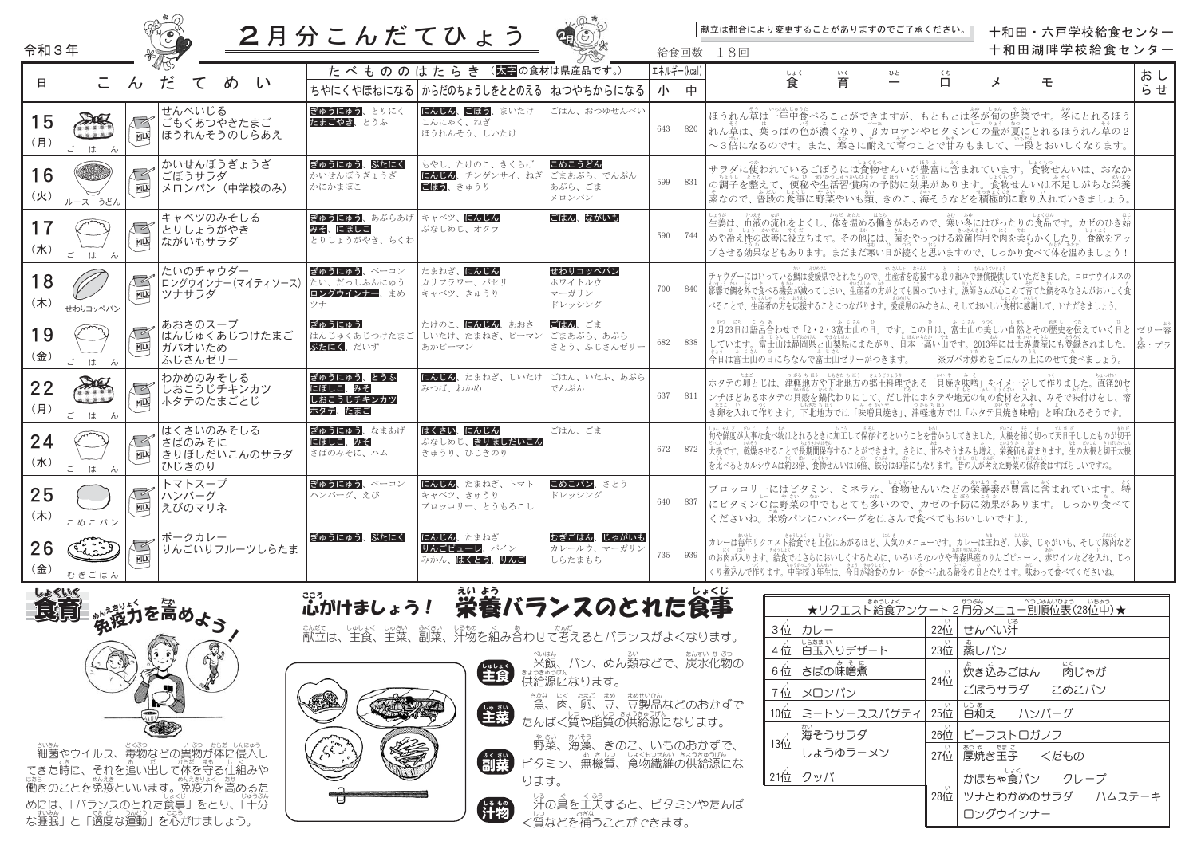令和３年

# ２月分こんだてひょう

献立は都合により変更することがありますのでご了承ください。

十和田・六戸学校給食センター
十和田湖畔学校給食センター

給食回数　18回

| 日 | こんだてめい | | ちやにくやほねになる | からだのちょうしをととのえる | ねつやちからになる | エネルギー(kcal) 小 | 中 | 食育一口メモ | おしらせ |
|---|---|---|---|---|---|---|---|---|---|
| | | | たべもののはたらき（太字の食材は県産品です。） | | | | | | |
| 15(月) | ごはん | せんべいじる<br>ごもくあつやきたまご<br>ほうれんそうのしらあえ | **ぎゅうにゅう**、とりにく<br>**たまごやき**、とうふ | **にんじん**、**ごぼう**、まいたけ<br>こんにゃく、ねぎ<br>ほうれんそう、しいたけ | ごはん、おつゆせんべい | 643 | 820 | ほうれん草は一年中食べることができますが、もともとは冬が旬の野菜です。冬にとれるほうれん草は、葉っぱの色が濃くなり、βカロテンやビタミンＣの量が夏にとれるほうれん草の２～３倍になるのです。また、寒さに耐えて育つことで甘みもまして、一段とおいしくなります。 | |
| 16(火) | ルースーうどん | かいせんぼうぎょうざ<br>ごぼうサラダ<br>メロンパン（中学校のみ） | **ぎゅうにゅう**、**ぶたにく**<br>かいせんぼうぎょうざ<br>かにかまぼこ | もやし、たけのこ、きくらげ<br>**にんじん**、チンゲンサイ、ねぎ<br>**ごぼう**、きゅうり | **こめこうどん**<br>ごまあぶら、でんぷん<br>あぶら、ごま<br>メロンパン | 599 | 831 | サラダに使われているごぼうには食物せんいが豊富に含まれています。食物せんいは、おなかの調子を整えて、便秘や生活習慣病の予防に効果があります。食物せんいは不足しがちな栄養素なので、普段の食事に野菜やいも類、きのこ、海そうなどを積極的に取り入れていきましょう。 | |
| 17(水) | ごはん | キャベツのみそしる<br>とりしょうがやき<br>ながいもサラダ | **ぎゅうにゅう**、あぶらあげ<br>**みそ**、**にぼし**<br>とりしょうがやき、ちくわ | キャベツ、**にんじん**<br>ぶなしめじ、オクラ | **ごはん**、**ながいも** | 590 | 744 | 生姜は、血液の流れをよくし、体を温める働きがあるので、寒い冬にはぴったりの食品です。カゼのひき始めや冷え性の改善に役立ちます。その他には、菌をやっつける殺菌作用や肉を柔らかくしたり、食欲をアップさせる効果などもあります。まだまだ寒い日が続くと思いますので、しっかり食べて体を温めましょう！ | |
| 18(木) | せわりコッペパン | たいのチャウダー<br>ロングウインナー(マイティソース)<br>ツナサラダ | **ぎゅうにゅう**、ベーコン<br>たい、だっしふんにゅう<br>**ロングウインナー**、まめ<br>ツナ | たまねぎ、**にんじん**<br>カリフラワー、パセリ<br>キャベツ、きゅうり | **せわりコッペパン**<br>ホワイトルウ<br>マーガリン<br>ドレッシング | 700 | 840 | チャウダーにはいっている鯛は愛媛県でとれたもので、生産者を応援する取り組みで無償提供していただきました。コロナウイルスの影響で鯛を外で食べる機会が減ってしまい、生産者の方がとても困っています。漁師さんが心をこめて育てた鯛をみなさんがおいしく食べることで、生産者の方を応援することにつながります。愛媛県のみなさん、そしておいしい食材に感謝して、いただきましょう。 | |
| 19(金) | ごはん | あおさのスープ<br>はんじゅくあじつけたまご<br>ガパオいため<br>ふじさんゼリー | **ぎゅうにゅう**<br>はんじゅくあじつけたまご<br>**ぶたにく**、だいず | たけのこ、**にんじん**、あおさ<br>しいたけ、たまねぎ、ピーマン<br>あかピーマン | **ごはん**、ごま<br>ごまあぶら、あぶら<br>さとう、ふじさんゼリー | 682 | 838 | ２月23日は語呂合わせで「2・2・3富士山の日」です。この日は、富士山の美しい自然とその歴史を伝えていく日としています。富士山は静岡県と山梨県にまたがり、日本一高い山です。2013年には世界遺産にも登録されました。今日は富士山の日にちなんで富士山ゼリーがつきます。　※ガパオ炒めをごはんの上にのせて食べましょう。 | ゼリー容器：プラ |
| 22(月) | ごはん | わかめのみそしる<br>しおこうじチキンカツ<br>ホタテのたまごとじ | **ぎゅうにゅう**、**とうふ**<br>**にぼし**、**みそ**<br>**しおこうじチキンカツ**<br>**ホタテ**、**たまご** | **にんじん**、たまねぎ、しいたけ<br>みつば、わかめ | ごはん、いたこんにゃく、あぶら<br>でんぷん | 637 | 811 | ホタテの卵とじは、津軽地方や下北地方の郷土料理である「貝焼き味噌」をイメージして作りました。直径20センチほどあるホタテの貝殻を鍋代わりにして、だし汁にホタテや地元の旬の食材を入れ、みそで味付けをし、溶き卵を入れて作ります。下北地方では「味噌貝焼き」、津軽地方では「ホタテ貝焼き味噌」と呼ばれるそうです。 | |
| 24(水) | ごはん | はくさいのみそしる<br>さばのみそに<br>きりぼしだいこんのサラダ<br>ひじきのり | **ぎゅうにゅう**、なまあげ<br>**にぼし**、**みそ**<br>さばのみそに、ハム | **はくさい**、**にんじん**<br>ぶなしめじ、**きりぼしだいこん**<br>きゅうり、ひじきのり | ごはん、ごま | 672 | 872 | 旬や鮮度が大事な食べ物はとれるときに加工して保存するということを昔からしてきました。大根を細く切って天日干ししたものが切干大根です。乾燥させることで長期間保存することができます。さらに、甘みやうまみも増え、栄養価も高まります。生の大根と切干大根を比べるとカルシウムは約23倍、食物せんいは16倍、鉄分は49倍にもなります。昔の人が考えた野菜の保存食はすばらしいですね。 | |
| 25(木) | こめこパン | トマトスープ<br>ハンバーグ<br>えびのマリネ | **ぎゅうにゅう**、ベーコン<br>ハンバーグ、えび | **にんじん**、たまねぎ、トマト<br>キャベツ、きゅうり<br>ブロッコリー、とうもろこし | **こめこパン**、さとう<br>ドレッシング | 640 | 837 | ブロッコリーにはビタミン、ミネラル、食物せんいなどの栄養素が豊富に含まれています。特にビタミンＣは野菜の中でもとても多いので、カゼの予防に効果があります。しっかり食べてくださいね。米粉パンにハンバーグをはさんで食べてもおいしいですよ。 | |
| 26(金) | むぎごはん | ポークカレー<br>りんごいりフルーツしらたま | **ぎゅうにゅう**、**ぶたにく** | **にんじん**、たまねぎ<br>**りんごピューレ**、パイン<br>みかん、**はくとう**、**りんご** | **むぎごはん**、**じゃがいも**<br>カレールウ、マーガリン<br>しらたまもち | 735 | 939 | カレーは毎年リクエスト給食でも上位にあがるほど、人気のメニューです。カレーは玉ねぎ、人参、じゃがいも、そして豚肉などのお肉が入ります。給食ではさらにおいしくするために、いろいろなルウや青森県産のりんごピューレ、赤ワインなどを入れ、じっくり煮込んで作ります。中学校３年生は、今日が給食のカレーが食べられる最後の日となります。味わって食べてくださいね。 | |

## 食育　免疫力を高めよう！

細菌やウイルス、毒物などの異物が体に侵入してきた時に、それを追い出して体を守る仕組みや働きのことを免疫といいます。免疫力を高めるためには、「バランスのとれた食事」をとり、「十分な睡眠」と「適度な運動」を心がけましょう。

## 心がけましょう！　栄養バランスのとれた食事

献立は、主食、主菜、副菜、汁物を組み合わせて考えるとバランスがよくなります。

**主食**　米飯、パン、めん類などで、炭水化物の供給源になります。

**主菜**　魚、肉、卵、豆、豆製品などのおかずでたんぱく質や脂質の供給源になります。

**副菜**　野菜、海藻、きのこ、いものおかずで、ビタミン、無機質、食物繊維の供給源になります。

**汁物**　汁の具を工夫すると、ビタミンやたんぱく質などを補うことができます。

## ★リクエスト給食アンケート２月分メニュー別順位表(28位中)★

| 順位 | メニュー | 順位 | メニュー |
|---|---|---|---|
| 3位 | カレー | 22位 | せんべい汁 |
| 4位 | 白玉入りデザート | 23位 | 蒸しパン |
| 6位 | さばの味噌煮 | 24位 | 炊き込みごはん　肉じゃが<br>ごぼうサラダ　こめこパン |
| 7位 | メロンパン | | |
| 10位 | ミートソーススパゲティ | 25位 | 白和え　ハンバーグ |
| 13位 | 海そうサラダ<br>しょうゆラーメン | 26位 | ビーフストロガノフ |
| | | 27位 | 厚焼き玉子　くだもの |
| 21位 | クッパ | 28位 | かぼちゃ食パン　クレープ<br>ツナとわかめのサラダ　ハムステーキ<br>ロングウインナー |